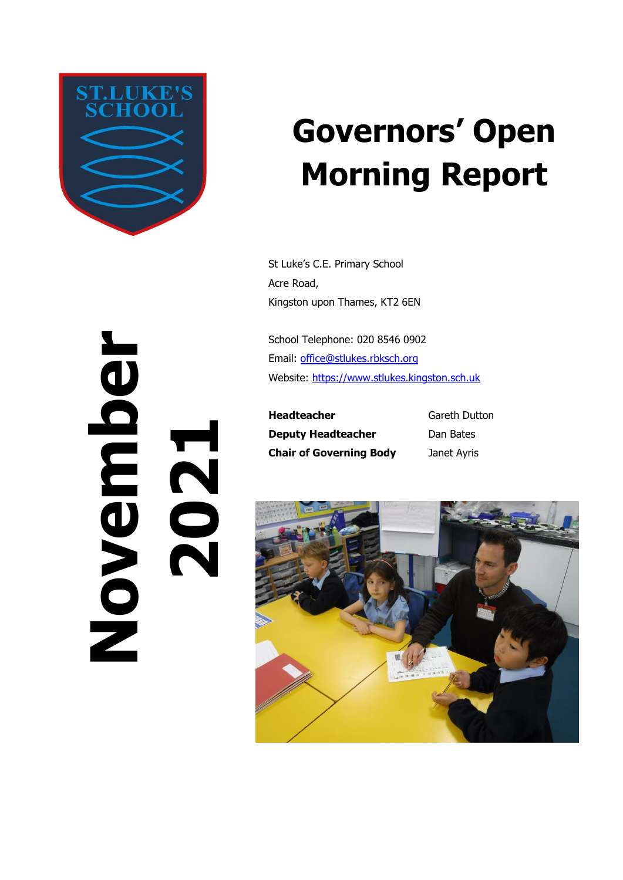# Governors' Open Morning Report

ST.LUKE'S SCHOOL

November 2021

St Luke's C.E. Primary School
Acre Road,
Kingston upon Thames, KT2 6EN

School Telephone: 020 8546 0902
Email: office@stlukes.rbksch.org
Website: https://www.stlukes.kingston.sch.uk

| | |
|---|---|
| **Headteacher** | Gareth Dutton |
| **Deputy Headteacher** | Dan Bates |
| **Chair of Governing Body** | Janet Ayris |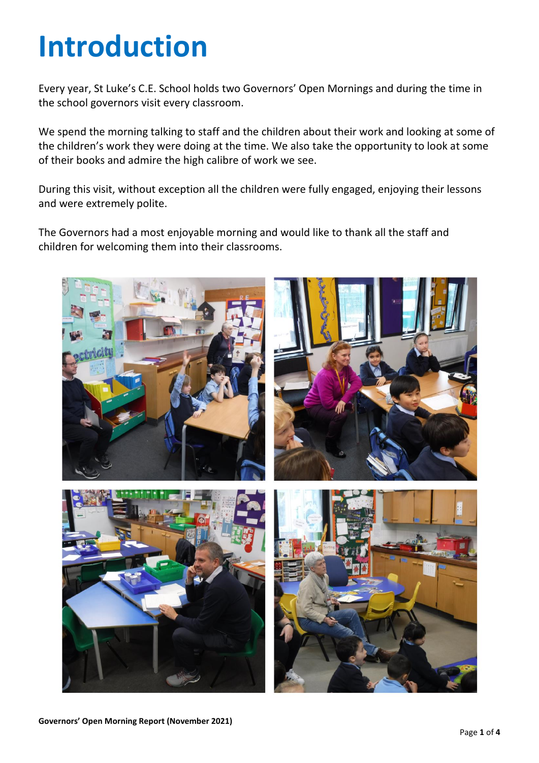# Introduction

Every year, St Luke's C.E. School holds two Governors' Open Mornings and during the time in the school governors visit every classroom.

We spend the morning talking to staff and the children about their work and looking at some of the children's work they were doing at the time. We also take the opportunity to look at some of their books and admire the high calibre of work we see.

During this visit, without exception all the children were fully engaged, enjoying their lessons and were extremely polite.

The Governors had a most enjoyable morning and would like to thank all the staff and children for welcoming them into their classrooms.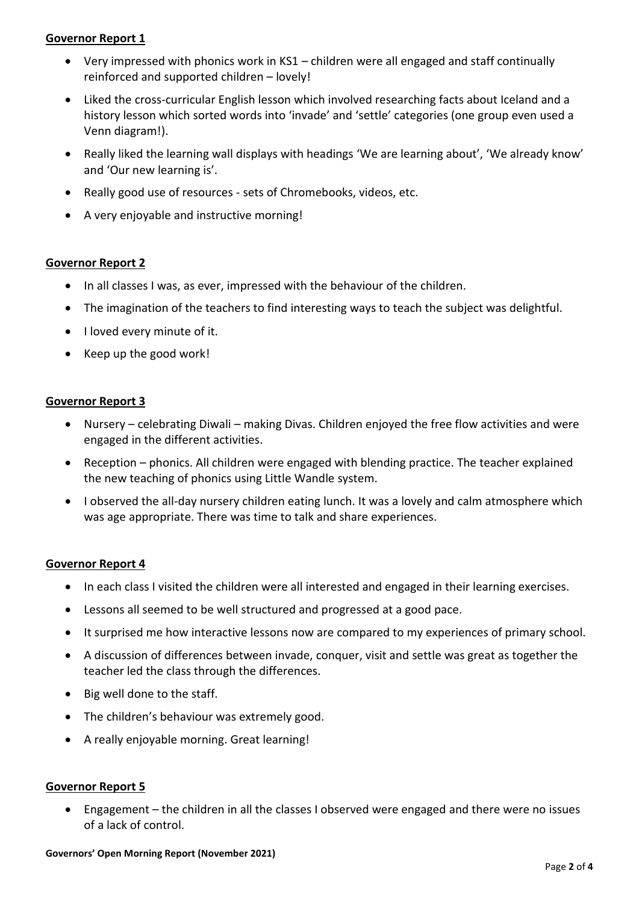**Governor Report 1**

- Very impressed with phonics work in KS1 – children were all engaged and staff continually reinforced and supported children – lovely!
- Liked the cross-curricular English lesson which involved researching facts about Iceland and a history lesson which sorted words into 'invade' and 'settle' categories (one group even used a Venn diagram!).
- Really liked the learning wall displays with headings 'We are learning about', 'We already know' and 'Our new learning is'.
- Really good use of resources - sets of Chromebooks, videos, etc.
- A very enjoyable and instructive morning!

**Governor Report 2**

- In all classes I was, as ever, impressed with the behaviour of the children.
- The imagination of the teachers to find interesting ways to teach the subject was delightful.
- I loved every minute of it.
- Keep up the good work!

**Governor Report 3**

- Nursery – celebrating Diwali – making Divas. Children enjoyed the free flow activities and were engaged in the different activities.
- Reception – phonics. All children were engaged with blending practice. The teacher explained the new teaching of phonics using Little Wandle system.
- I observed the all-day nursery children eating lunch. It was a lovely and calm atmosphere which was age appropriate. There was time to talk and share experiences.

**Governor Report 4**

- In each class I visited the children were all interested and engaged in their learning exercises.
- Lessons all seemed to be well structured and progressed at a good pace.
- It surprised me how interactive lessons now are compared to my experiences of primary school.
- A discussion of differences between invade, conquer, visit and settle was great as together the teacher led the class through the differences.
- Big well done to the staff.
- The children's behaviour was extremely good.
- A really enjoyable morning. Great learning!

**Governor Report 5**

- Engagement – the children in all the classes I observed were engaged and there were no issues of a lack of control.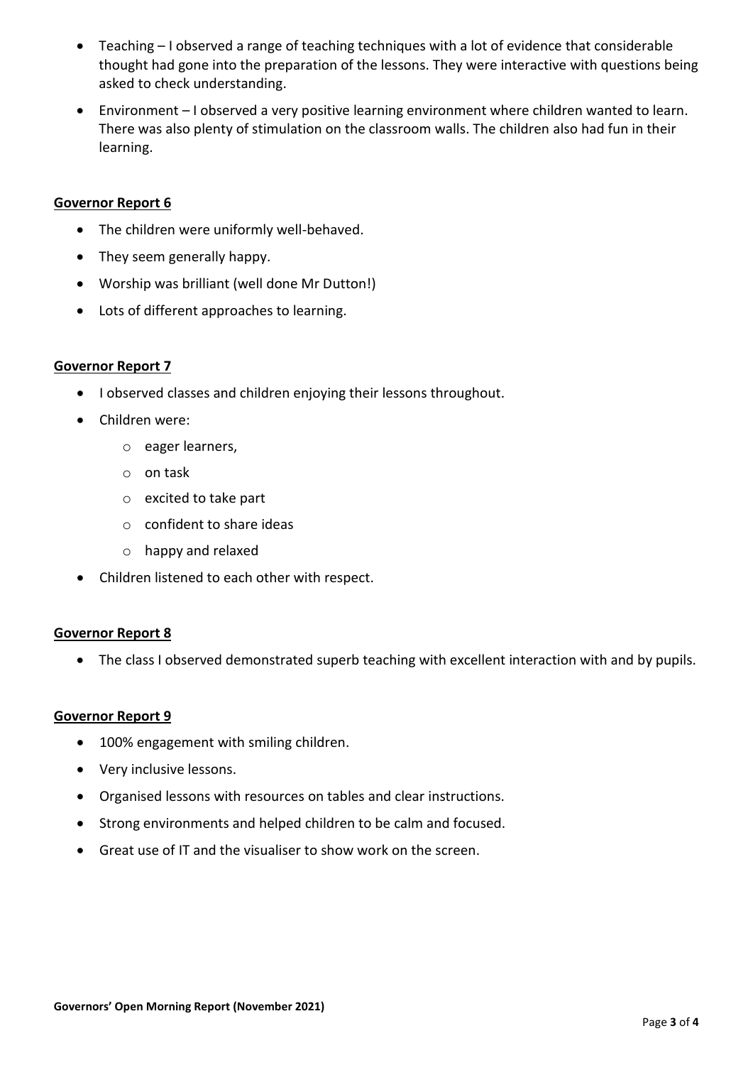- Teaching – I observed a range of teaching techniques with a lot of evidence that considerable thought had gone into the preparation of the lessons. They were interactive with questions being asked to check understanding.
- Environment – I observed a very positive learning environment where children wanted to learn. There was also plenty of stimulation on the classroom walls. The children also had fun in their learning.

**Governor Report 6**

- The children were uniformly well-behaved.
- They seem generally happy.
- Worship was brilliant (well done Mr Dutton!)
- Lots of different approaches to learning.

**Governor Report 7**

- I observed classes and children enjoying their lessons throughout.
- Children were:
    - eager learners,
    - on task
    - excited to take part
    - confident to share ideas
    - happy and relaxed
- Children listened to each other with respect.

**Governor Report 8**

- The class I observed demonstrated superb teaching with excellent interaction with and by pupils.

**Governor Report 9**

- 100% engagement with smiling children.
- Very inclusive lessons.
- Organised lessons with resources on tables and clear instructions.
- Strong environments and helped children to be calm and focused.
- Great use of IT and the visualiser to show work on the screen.